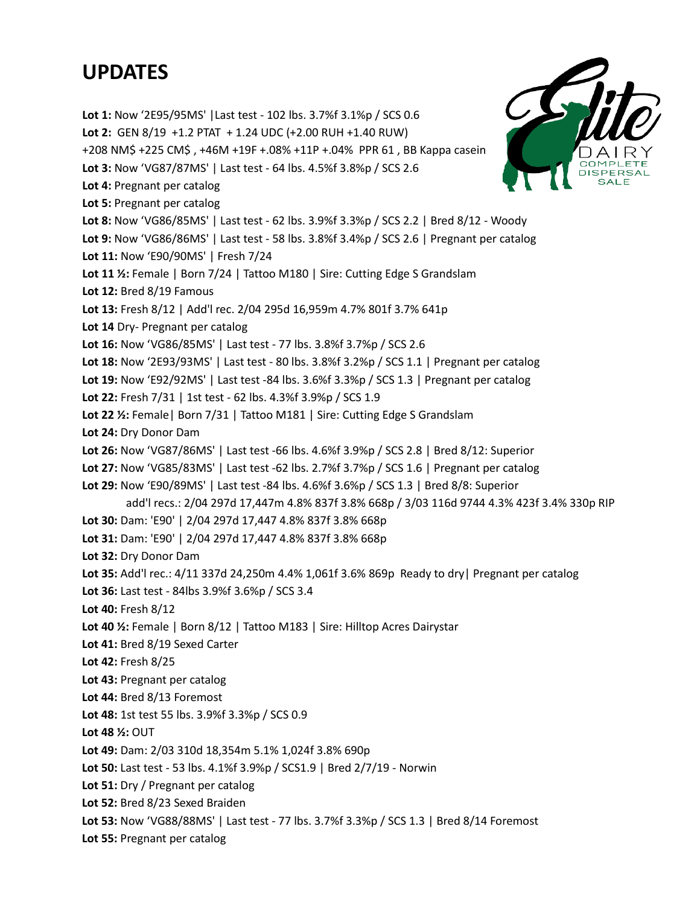# UPDATES

**Lot 1:** Now '2E95/95MS' |Last test - 102 lbs. 3.7%f 3.1%p / SCS 0.6

**Lot 2:** GEN 8/19 +1.2 PTAT + 1.24 UDC (+2.00 RUH +1.40 RUW) +208 NM$ +225 CM$ , +46M +19F +.08% +11P +.04% PPR 61 , BB Kappa casein

**Lot 3:** Now 'VG87/87MS' | Last test - 64 lbs. 4.5%f 3.8%p / SCS 2.6

**Lot 4:** Pregnant per catalog

**Lot 5:** Pregnant per catalog

**Lot 8:** Now 'VG86/85MS' | Last test - 62 lbs. 3.9%f 3.3%p / SCS 2.2 | Bred 8/12 - Woody

**Lot 9:** Now 'VG86/86MS' | Last test - 58 lbs. 3.8%f 3.4%p / SCS 2.6 | Pregnant per catalog

**Lot 11:** Now 'E90/90MS' | Fresh 7/24

**Lot 11 ½:** Female | Born 7/24 | Tattoo M180 | Sire: Cutting Edge S Grandslam

**Lot 12:** Bred 8/19 Famous

**Lot 13:** Fresh 8/12 | Add'l rec. 2/04 295d 16,959m 4.7% 801f 3.7% 641p

**Lot 14** Dry- Pregnant per catalog

**Lot 16:** Now 'VG86/85MS' | Last test - 77 lbs. 3.8%f 3.7%p / SCS 2.6

**Lot 18:** Now '2E93/93MS' | Last test - 80 lbs. 3.8%f 3.2%p / SCS 1.1 | Pregnant per catalog

**Lot 19:** Now 'E92/92MS' | Last test -84 lbs. 3.6%f 3.3%p / SCS 1.3 | Pregnant per catalog

**Lot 22:** Fresh 7/31 | 1st test - 62 lbs. 4.3%f 3.9%p / SCS 1.9

**Lot 22 ½:** Female| Born 7/31 | Tattoo M181 | Sire: Cutting Edge S Grandslam

**Lot 24:** Dry Donor Dam

**Lot 26:** Now 'VG87/86MS' | Last test -66 lbs. 4.6%f 3.9%p / SCS 2.8 | Bred 8/12: Superior

**Lot 27:** Now 'VG85/83MS' | Last test -62 lbs. 2.7%f 3.7%p / SCS 1.6 | Pregnant per catalog

**Lot 29:** Now 'E90/89MS' | Last test -84 lbs. 4.6%f 3.6%p / SCS 1.3 | Bred 8/8: Superior
add'l recs.: 2/04 297d 17,447m 4.8% 837f 3.8% 668p / 3/03 116d 9744 4.3% 423f 3.4% 330p RIP

**Lot 30:** Dam: 'E90' | 2/04 297d 17,447 4.8% 837f 3.8% 668p

**Lot 31:** Dam: 'E90' | 2/04 297d 17,447 4.8% 837f 3.8% 668p

**Lot 32:** Dry Donor Dam

**Lot 35:** Add'l rec.: 4/11 337d 24,250m 4.4% 1,061f 3.6% 869p Ready to dry| Pregnant per catalog

**Lot 36:** Last test - 84lbs 3.9%f 3.6%p / SCS 3.4

**Lot 40:** Fresh 8/12

**Lot 40 ½:** Female | Born 8/12 | Tattoo M183 | Sire: Hilltop Acres Dairystar

**Lot 41:** Bred 8/19 Sexed Carter

**Lot 42:** Fresh 8/25

**Lot 43:** Pregnant per catalog

**Lot 44:** Bred 8/13 Foremost

**Lot 48:** 1st test 55 lbs. 3.9%f 3.3%p / SCS 0.9

**Lot 48 ½:** OUT

**Lot 49:** Dam: 2/03 310d 18,354m 5.1% 1,024f 3.8% 690p

**Lot 50:** Last test - 53 lbs. 4.1%f 3.9%p / SCS1.9 | Bred 2/7/19 - Norwin

**Lot 51:** Dry / Pregnant per catalog

**Lot 52:** Bred 8/23 Sexed Braiden

**Lot 53:** Now 'VG88/88MS' | Last test - 77 lbs. 3.7%f 3.3%p / SCS 1.3 | Bred 8/14 Foremost

**Lot 55:** Pregnant per catalog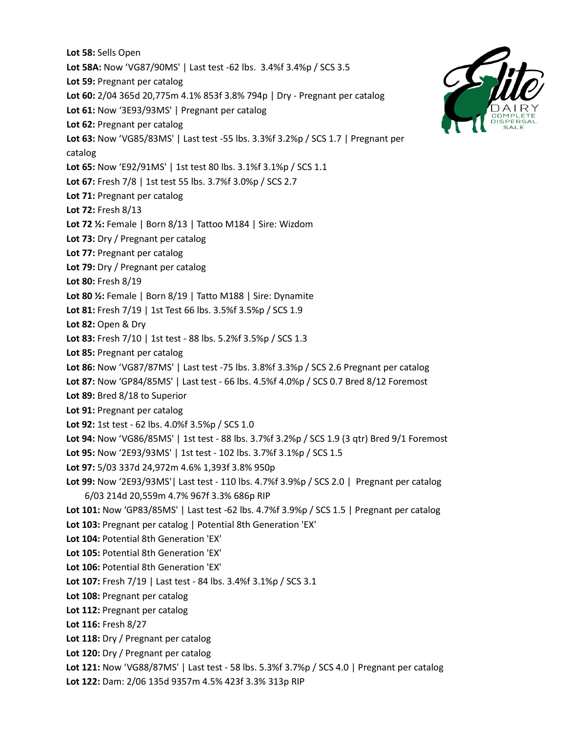**Lot 58:** Sells Open

**Lot 58A:** Now 'VG87/90MS' | Last test -62 lbs. 3.4%f 3.4%p / SCS 3.5

**Lot 59:** Pregnant per catalog

**Lot 60:** 2/04 365d 20,775m 4.1% 853f 3.8% 794p | Dry - Pregnant per catalog

**Lot 61:** Now '3E93/93MS' | Pregnant per catalog

**Lot 62:** Pregnant per catalog

**Lot 63:** Now 'VG85/83MS' | Last test -55 lbs. 3.3%f 3.2%p / SCS 1.7 | Pregnant per catalog

**Lot 65:** Now 'E92/91MS' | 1st test 80 lbs. 3.1%f 3.1%p / SCS 1.1

**Lot 67:** Fresh 7/8 | 1st test 55 lbs. 3.7%f 3.0%p / SCS 2.7

**Lot 71:** Pregnant per catalog

**Lot 72:** Fresh 8/13

**Lot 72 ½:** Female | Born 8/13 | Tattoo M184 | Sire: Wizdom

**Lot 73:** Dry / Pregnant per catalog

**Lot 77:** Pregnant per catalog

**Lot 79:** Dry / Pregnant per catalog

**Lot 80:** Fresh 8/19

**Lot 80 ½:** Female | Born 8/19 | Tatto M188 | Sire: Dynamite

**Lot 81:** Fresh 7/19 | 1st Test 66 lbs. 3.5%f 3.5%p / SCS 1.9

**Lot 82:** Open & Dry

**Lot 83:** Fresh 7/10 | 1st test - 88 lbs. 5.2%f 3.5%p / SCS 1.3

**Lot 85:** Pregnant per catalog

**Lot 86:** Now 'VG87/87MS' | Last test -75 lbs. 3.8%f 3.3%p / SCS 2.6 Pregnant per catalog

**Lot 87:** Now 'GP84/85MS' | Last test - 66 lbs. 4.5%f 4.0%p / SCS 0.7 Bred 8/12 Foremost

**Lot 89:** Bred 8/18 to Superior

**Lot 91:** Pregnant per catalog

**Lot 92:** 1st test - 62 lbs. 4.0%f 3.5%p / SCS 1.0

**Lot 94:** Now 'VG86/85MS' | 1st test - 88 lbs. 3.7%f 3.2%p / SCS 1.9 (3 qtr) Bred 9/1 Foremost

**Lot 95:** Now '2E93/93MS' | 1st test - 102 lbs. 3.7%f 3.1%p / SCS 1.5

**Lot 97:** 5/03 337d 24,972m 4.6% 1,393f 3.8% 950p

**Lot 99:** Now '2E93/93MS'| Last test - 110 lbs. 4.7%f 3.9%p / SCS 2.0 | Pregnant per catalog
6/03 214d 20,559m 4.7% 967f 3.3% 686p RIP

**Lot 101:** Now 'GP83/85MS' | Last test -62 lbs. 4.7%f 3.9%p / SCS 1.5 | Pregnant per catalog

**Lot 103:** Pregnant per catalog | Potential 8th Generation 'EX'

**Lot 104:** Potential 8th Generation 'EX'

**Lot 105:** Potential 8th Generation 'EX'

**Lot 106:** Potential 8th Generation 'EX'

**Lot 107:** Fresh 7/19 | Last test - 84 lbs. 3.4%f 3.1%p / SCS 3.1

**Lot 108:** Pregnant per catalog

**Lot 112:** Pregnant per catalog

**Lot 116:** Fresh 8/27

**Lot 118:** Dry / Pregnant per catalog

**Lot 120:** Dry / Pregnant per catalog

**Lot 121:** Now 'VG88/87MS' | Last test - 58 lbs. 5.3%f 3.7%p / SCS 4.0 | Pregnant per catalog

**Lot 122:** Dam: 2/06 135d 9357m 4.5% 423f 3.3% 313p RIP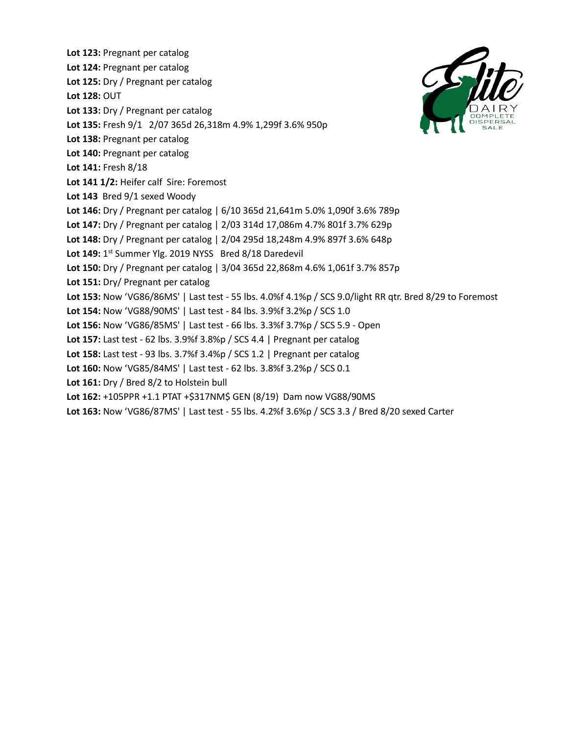**Lot 123:** Pregnant per catalog

**Lot 124:** Pregnant per catalog

**Lot 125:** Dry / Pregnant per catalog

**Lot 128:** OUT

**Lot 133:** Dry / Pregnant per catalog

**Lot 135:** Fresh 9/1 2/07 365d 26,318m 4.9% 1,299f 3.6% 950p

**Lot 138:** Pregnant per catalog

**Lot 140:** Pregnant per catalog

**Lot 141:** Fresh 8/18

**Lot 141 1/2:** Heifer calf Sire: Foremost

**Lot 143** Bred 9/1 sexed Woody

**Lot 146:** Dry / Pregnant per catalog | 6/10 365d 21,641m 5.0% 1,090f 3.6% 789p

**Lot 147:** Dry / Pregnant per catalog | 2/03 314d 17,086m 4.7% 801f 3.7% 629p

**Lot 148:** Dry / Pregnant per catalog | 2/04 295d 18,248m 4.9% 897f 3.6% 648p

**Lot 149:** 1st Summer Ylg. 2019 NYSS Bred 8/18 Daredevil

**Lot 150:** Dry / Pregnant per catalog | 3/04 365d 22,868m 4.6% 1,061f 3.7% 857p

**Lot 151:** Dry/ Pregnant per catalog

**Lot 153:** Now 'VG86/86MS' | Last test - 55 lbs. 4.0%f 4.1%p / SCS 9.0/light RR qtr. Bred 8/29 to Foremost

**Lot 154:** Now 'VG88/90MS' | Last test - 84 lbs. 3.9%f 3.2%p / SCS 1.0

**Lot 156:** Now 'VG86/85MS' | Last test - 66 lbs. 3.3%f 3.7%p / SCS 5.9 - Open

**Lot 157:** Last test - 62 lbs. 3.9%f 3.8%p / SCS 4.4 | Pregnant per catalog

**Lot 158:** Last test - 93 lbs. 3.7%f 3.4%p / SCS 1.2 | Pregnant per catalog

**Lot 160:** Now 'VG85/84MS' | Last test - 62 lbs. 3.8%f 3.2%p / SCS 0.1

**Lot 161:** Dry / Bred 8/2 to Holstein bull

**Lot 162:** +105PPR +1.1 PTAT +$317NM$ GEN (8/19) Dam now VG88/90MS

**Lot 163:** Now 'VG86/87MS' | Last test - 55 lbs. 4.2%f 3.6%p / SCS 3.3 / Bred 8/20 sexed Carter